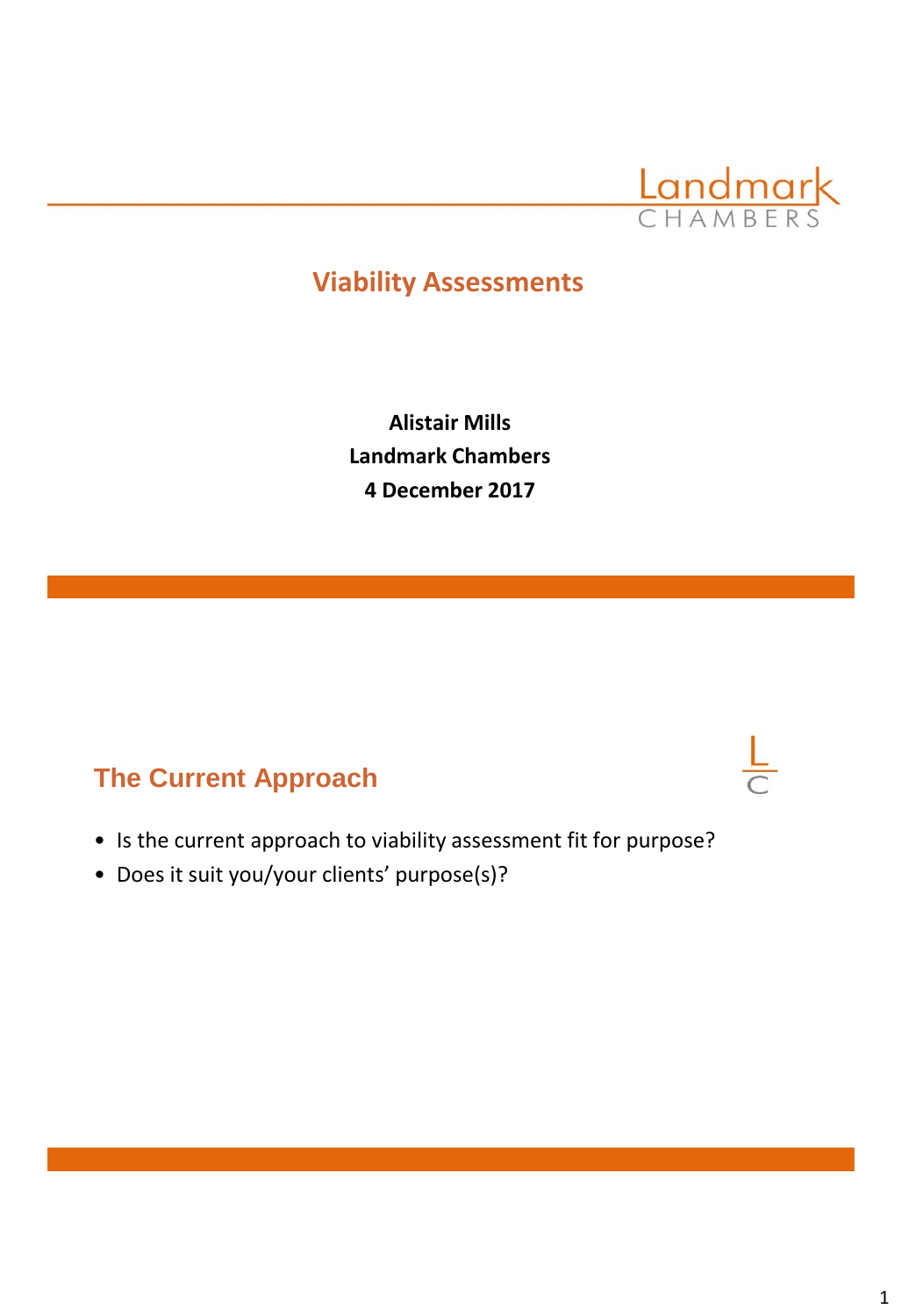# Viability Assessments

**Alistair Mills**
**Landmark Chambers**
**4 December 2017**

## The Current Approach

- Is the current approach to viability assessment fit for purpose?
- Does it suit you/your clients' purpose(s)?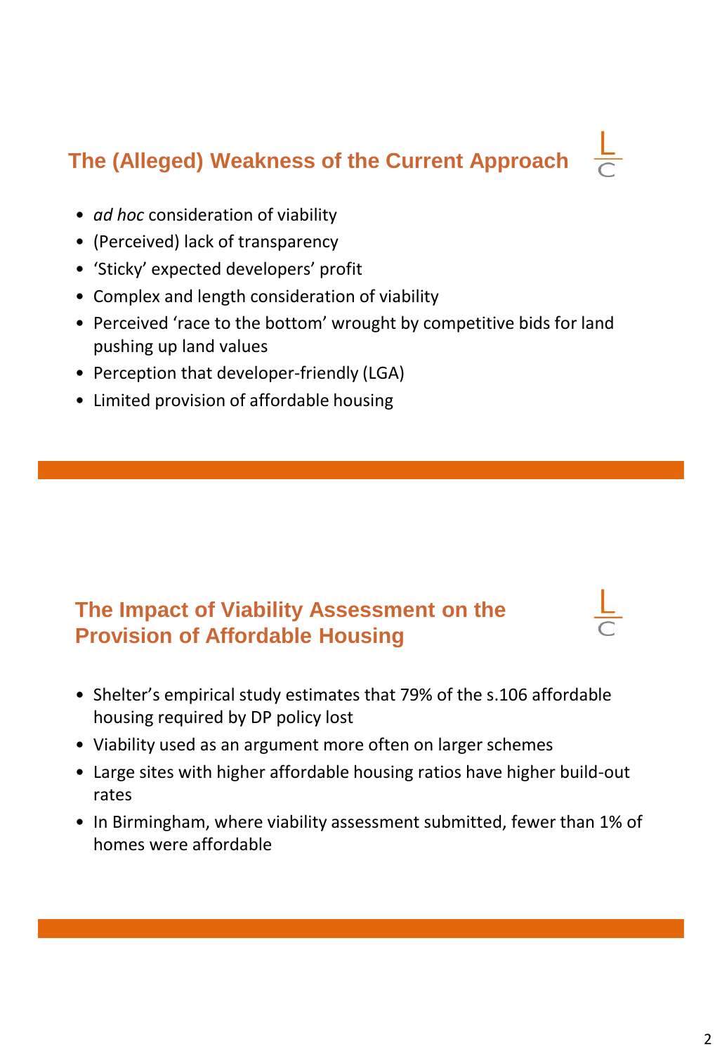## The (Alleged) Weakness of the Current Approach

- *ad hoc* consideration of viability
- (Perceived) lack of transparency
- 'Sticky' expected developers' profit
- Complex and length consideration of viability
- Perceived 'race to the bottom' wrought by competitive bids for land pushing up land values
- Perception that developer-friendly (LGA)
- Limited provision of affordable housing

## The Impact of Viability Assessment on the Provision of Affordable Housing

- Shelter's empirical study estimates that 79% of the s.106 affordable housing required by DP policy lost
- Viability used as an argument more often on larger schemes
- Large sites with higher affordable housing ratios have higher build-out rates
- In Birmingham, where viability assessment submitted, fewer than 1% of homes were affordable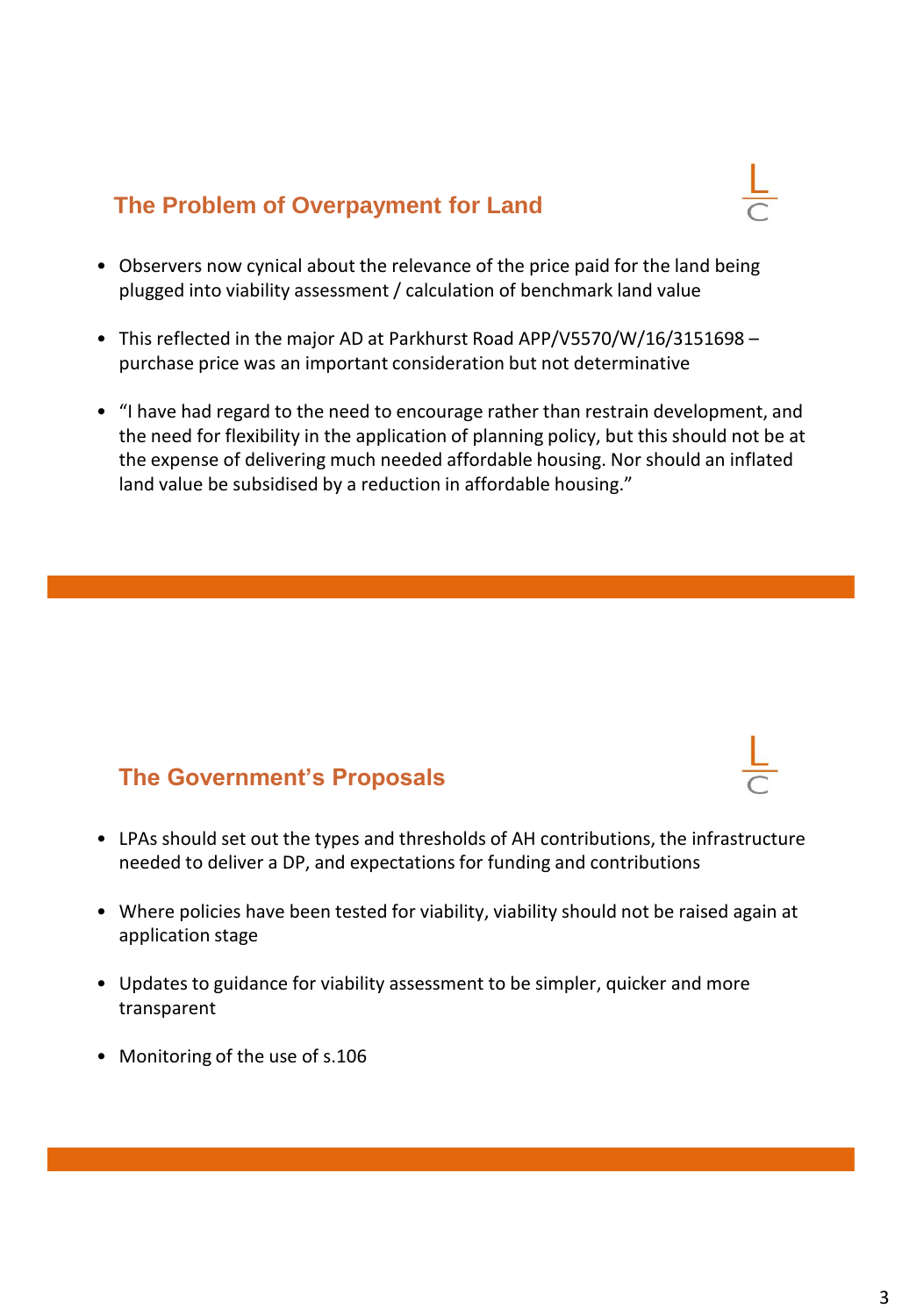## The Problem of Overpayment for Land

- Observers now cynical about the relevance of the price paid for the land being plugged into viability assessment / calculation of benchmark land value
- This reflected in the major AD at Parkhurst Road APP/V5570/W/16/3151698 – purchase price was an important consideration but not determinative
- "I have had regard to the need to encourage rather than restrain development, and the need for flexibility in the application of planning policy, but this should not be at the expense of delivering much needed affordable housing. Nor should an inflated land value be subsidised by a reduction in affordable housing."

## The Government's Proposals

- LPAs should set out the types and thresholds of AH contributions, the infrastructure needed to deliver a DP, and expectations for funding and contributions
- Where policies have been tested for viability, viability should not be raised again at application stage
- Updates to guidance for viability assessment to be simpler, quicker and more transparent
- Monitoring of the use of s.106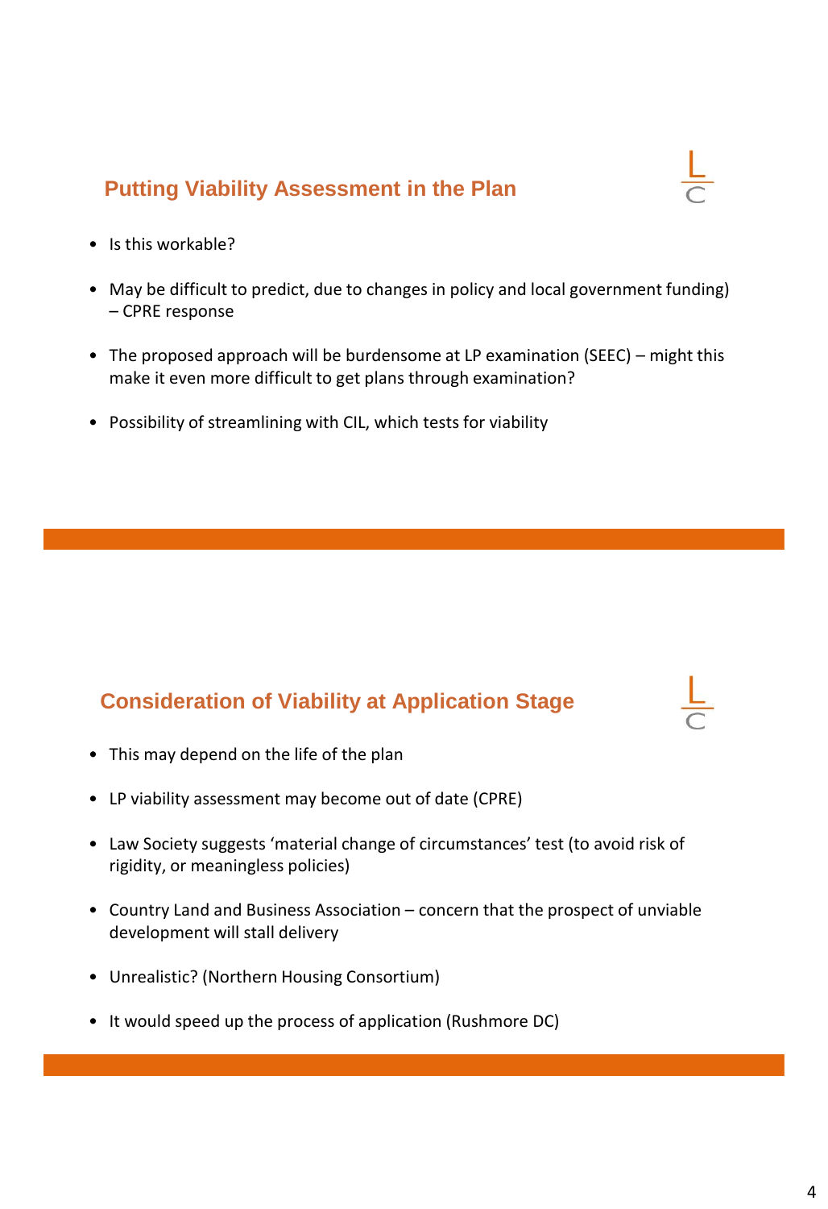## Putting Viability Assessment in the Plan

- Is this workable?
- May be difficult to predict, due to changes in policy and local government funding) – CPRE response
- The proposed approach will be burdensome at LP examination (SEEC) – might this make it even more difficult to get plans through examination?
- Possibility of streamlining with CIL, which tests for viability

## Consideration of Viability at Application Stage

- This may depend on the life of the plan
- LP viability assessment may become out of date (CPRE)
- Law Society suggests 'material change of circumstances' test (to avoid risk of rigidity, or meaningless policies)
- Country Land and Business Association – concern that the prospect of unviable development will stall delivery
- Unrealistic? (Northern Housing Consortium)
- It would speed up the process of application (Rushmore DC)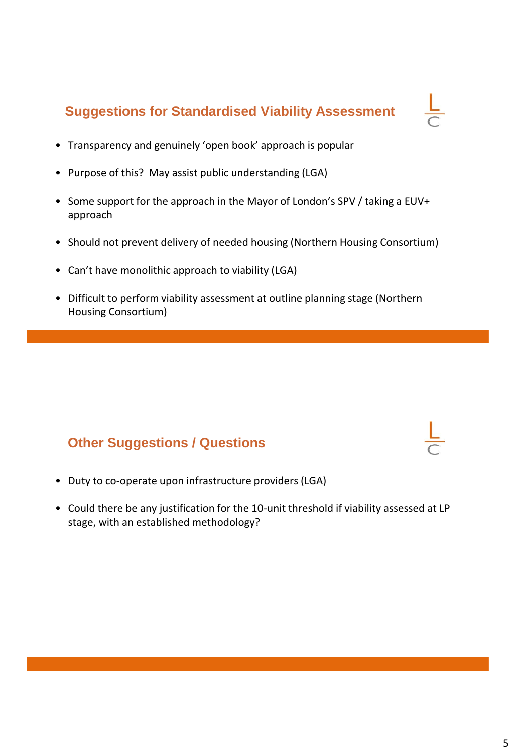## Suggestions for Standardised Viability Assessment

- Transparency and genuinely 'open book' approach is popular
- Purpose of this? May assist public understanding (LGA)
- Some support for the approach in the Mayor of London's SPV / taking a EUV+ approach
- Should not prevent delivery of needed housing (Northern Housing Consortium)
- Can't have monolithic approach to viability (LGA)
- Difficult to perform viability assessment at outline planning stage (Northern Housing Consortium)

## Other Suggestions / Questions

- Duty to co-operate upon infrastructure providers (LGA)
- Could there be any justification for the 10-unit threshold if viability assessed at LP stage, with an established methodology?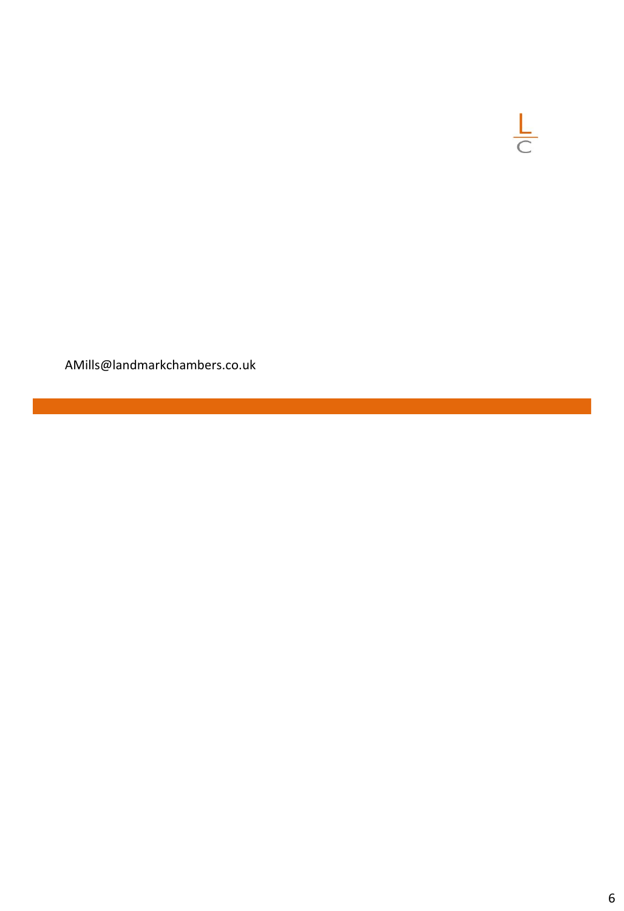AMills@landmarkchambers.co.uk